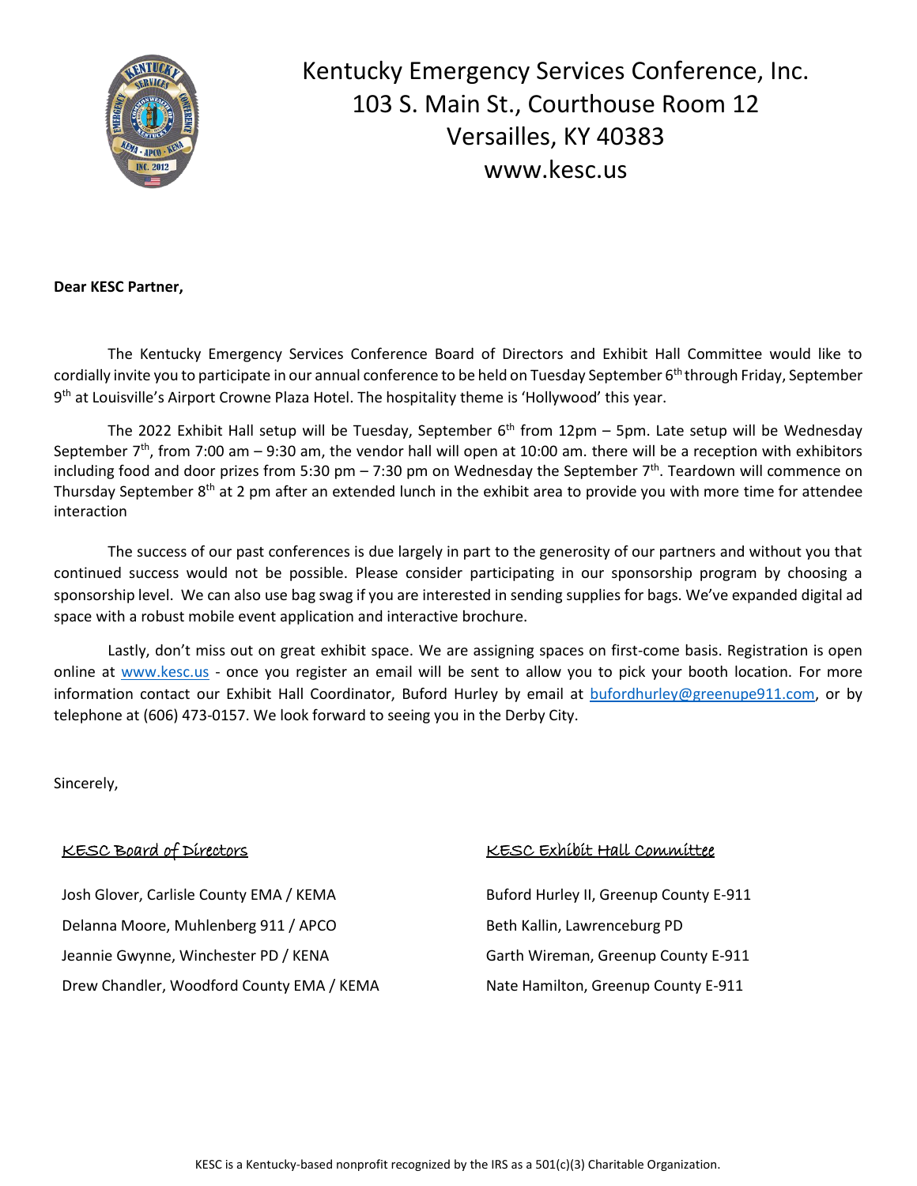# Kentucky Emergency Services Conference, Inc.

103 S. Main St., Courthouse Room 12
Versailles, KY 40383
www.kesc.us

**Dear KESC Partner,**

The Kentucky Emergency Services Conference Board of Directors and Exhibit Hall Committee would like to cordially invite you to participate in our annual conference to be held on Tuesday September 6th through Friday, September 9th at Louisville's Airport Crowne Plaza Hotel. The hospitality theme is 'Hollywood' this year.

The 2022 Exhibit Hall setup will be Tuesday, September 6th from 12pm – 5pm. Late setup will be Wednesday September 7th, from 7:00 am – 9:30 am, the vendor hall will open at 10:00 am. there will be a reception with exhibitors including food and door prizes from 5:30 pm – 7:30 pm on Wednesday the September 7th. Teardown will commence on Thursday September 8th at 2 pm after an extended lunch in the exhibit area to provide you with more time for attendee interaction

The success of our past conferences is due largely in part to the generosity of our partners and without you that continued success would not be possible. Please consider participating in our sponsorship program by choosing a sponsorship level. We can also use bag swag if you are interested in sending supplies for bags. We've expanded digital ad space with a robust mobile event application and interactive brochure.

Lastly, don't miss out on great exhibit space. We are assigning spaces on first-come basis. Registration is open online at www.kesc.us - once you register an email will be sent to allow you to pick your booth location. For more information contact our Exhibit Hall Coordinator, Buford Hurley by email at bufordhurley@greenupe911.com, or by telephone at (606) 473-0157. We look forward to seeing you in the Derby City.

Sincerely,

**KESC Board of Directors**

Josh Glover, Carlisle County EMA / KEMA
Delanna Moore, Muhlenberg 911 / APCO
Jeannie Gwynne, Winchester PD / KENA
Drew Chandler, Woodford County EMA / KEMA

**KESC Exhibit Hall Committee**

Buford Hurley II, Greenup County E-911
Beth Kallin, Lawrenceburg PD
Garth Wireman, Greenup County E-911
Nate Hamilton, Greenup County E-911

KESC is a Kentucky-based nonprofit recognized by the IRS as a 501(c)(3) Charitable Organization.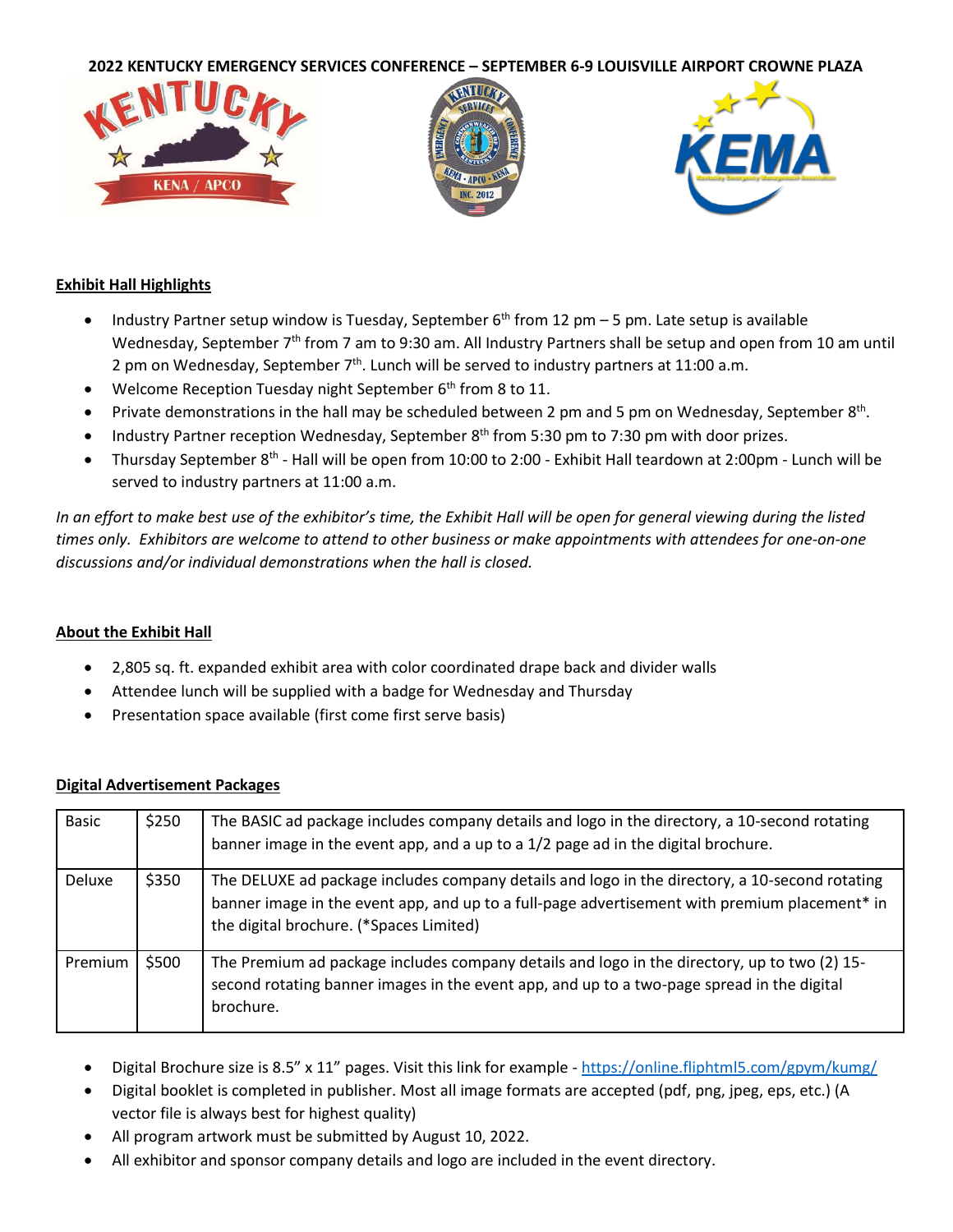**2022 KENTUCKY EMERGENCY SERVICES CONFERENCE – SEPTEMBER 6-9 LOUISVILLE AIRPORT CROWNE PLAZA**

## Exhibit Hall Highlights

- Industry Partner setup window is Tuesday, September 6th from 12 pm – 5 pm. Late setup is available Wednesday, September 7th from 7 am to 9:30 am. All Industry Partners shall be setup and open from 10 am until 2 pm on Wednesday, September 7th. Lunch will be served to industry partners at 11:00 a.m.
- Welcome Reception Tuesday night September 6th from 8 to 11.
- Private demonstrations in the hall may be scheduled between 2 pm and 5 pm on Wednesday, September 8th.
- Industry Partner reception Wednesday, September 8th from 5:30 pm to 7:30 pm with door prizes.
- Thursday September 8th - Hall will be open from 10:00 to 2:00 - Exhibit Hall teardown at 2:00pm - Lunch will be served to industry partners at 11:00 a.m.

*In an effort to make best use of the exhibitor's time, the Exhibit Hall will be open for general viewing during the listed times only. Exhibitors are welcome to attend to other business or make appointments with attendees for one-on-one discussions and/or individual demonstrations when the hall is closed.*

## About the Exhibit Hall

- 2,805 sq. ft. expanded exhibit area with color coordinated drape back and divider walls
- Attendee lunch will be supplied with a badge for Wednesday and Thursday
- Presentation space available (first come first serve basis)

## Digital Advertisement Packages

| | | |
|---|---|---|
| Basic | $250 | The BASIC ad package includes company details and logo in the directory, a 10-second rotating banner image in the event app, and a up to a 1/2 page ad in the digital brochure. |
| Deluxe | $350 | The DELUXE ad package includes company details and logo in the directory, a 10-second rotating banner image in the event app, and up to a full-page advertisement with premium placement* in the digital brochure. (*Spaces Limited) |
| Premium | $500 | The Premium ad package includes company details and logo in the directory, up to two (2) 15-second rotating banner images in the event app, and up to a two-page spread in the digital brochure. |

- Digital Brochure size is 8.5" x 11" pages. Visit this link for example - https://online.fliphtml5.com/gpym/kumg/
- Digital booklet is completed in publisher. Most all image formats are accepted (pdf, png, jpeg, eps, etc.) (A vector file is always best for highest quality)
- All program artwork must be submitted by August 10, 2022.
- All exhibitor and sponsor company details and logo are included in the event directory.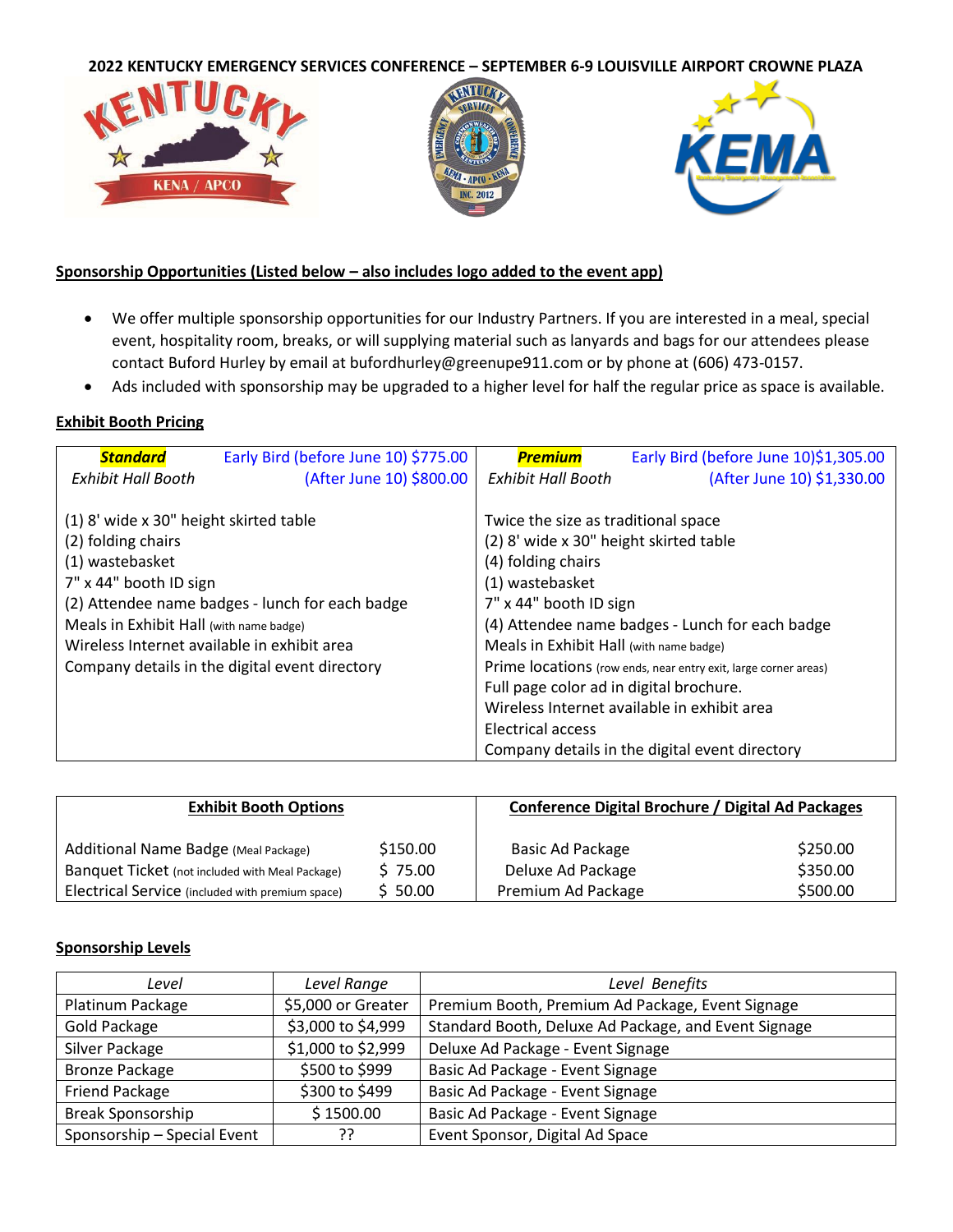**2022 KENTUCKY EMERGENCY SERVICES CONFERENCE – SEPTEMBER 6-9 LOUISVILLE AIRPORT CROWNE PLAZA**

**Sponsorship Opportunities (Listed below – also includes logo added to the event app)**

- We offer multiple sponsorship opportunities for our Industry Partners. If you are interested in a meal, special event, hospitality room, breaks, or will supplying material such as lanyards and bags for our attendees please contact Buford Hurley by email at bufordhurley@greenupe911.com or by phone at (606) 473-0157.
- Ads included with sponsorship may be upgraded to a higher level for half the regular price as space is available.

**Exhibit Booth Pricing**

| ***Standard*** *Exhibit Hall Booth* — Early Bird (before June 10) $775.00 / (After June 10) $800.00 | ***Premium*** *Exhibit Hall Booth* — Early Bird (before June 10)$1,305.00 / (After June 10) $1,330.00 |
|---|---|
| (1) 8' wide x 30" height skirted table | Twice the size as traditional space |
| (2) folding chairs | (2) 8' wide x 30" height skirted table |
| (1) wastebasket | (4) folding chairs |
| 7" x 44" booth ID sign | (1) wastebasket |
| (2) Attendee name badges - lunch for each badge | 7" x 44" booth ID sign |
| Meals in Exhibit Hall (with name badge) | (4) Attendee name badges - Lunch for each badge |
| Wireless Internet available in exhibit area | Meals in Exhibit Hall (with name badge) |
| Company details in the digital event directory | Prime locations (row ends, near entry exit, large corner areas) |
| | Full page color ad in digital brochure. |
| | Wireless Internet available in exhibit area |
| | Electrical access |
| | Company details in the digital event directory |

| **Exhibit Booth Options** | | **Conference Digital Brochure / Digital Ad Packages** | |
|---|---|---|---|
| Additional Name Badge (Meal Package) | $150.00 | Basic Ad Package | $250.00 |
| Banquet Ticket (not included with Meal Package) | $ 75.00 | Deluxe Ad Package | $350.00 |
| Electrical Service (included with premium space) | $ 50.00 | Premium Ad Package | $500.00 |

**Sponsorship Levels**

| *Level* | *Level Range* | *Level Benefits* |
|---|---|---|
| Platinum Package | $5,000 or Greater | Premium Booth, Premium Ad Package, Event Signage |
| Gold Package | $3,000 to $4,999 | Standard Booth, Deluxe Ad Package, and Event Signage |
| Silver Package | $1,000 to $2,999 | Deluxe Ad Package - Event Signage |
| Bronze Package | $500 to $999 | Basic Ad Package - Event Signage |
| Friend Package | $300 to $499 | Basic Ad Package - Event Signage |
| Break Sponsorship | $ 1500.00 | Basic Ad Package - Event Signage |
| Sponsorship – Special Event | ?? | Event Sponsor, Digital Ad Space |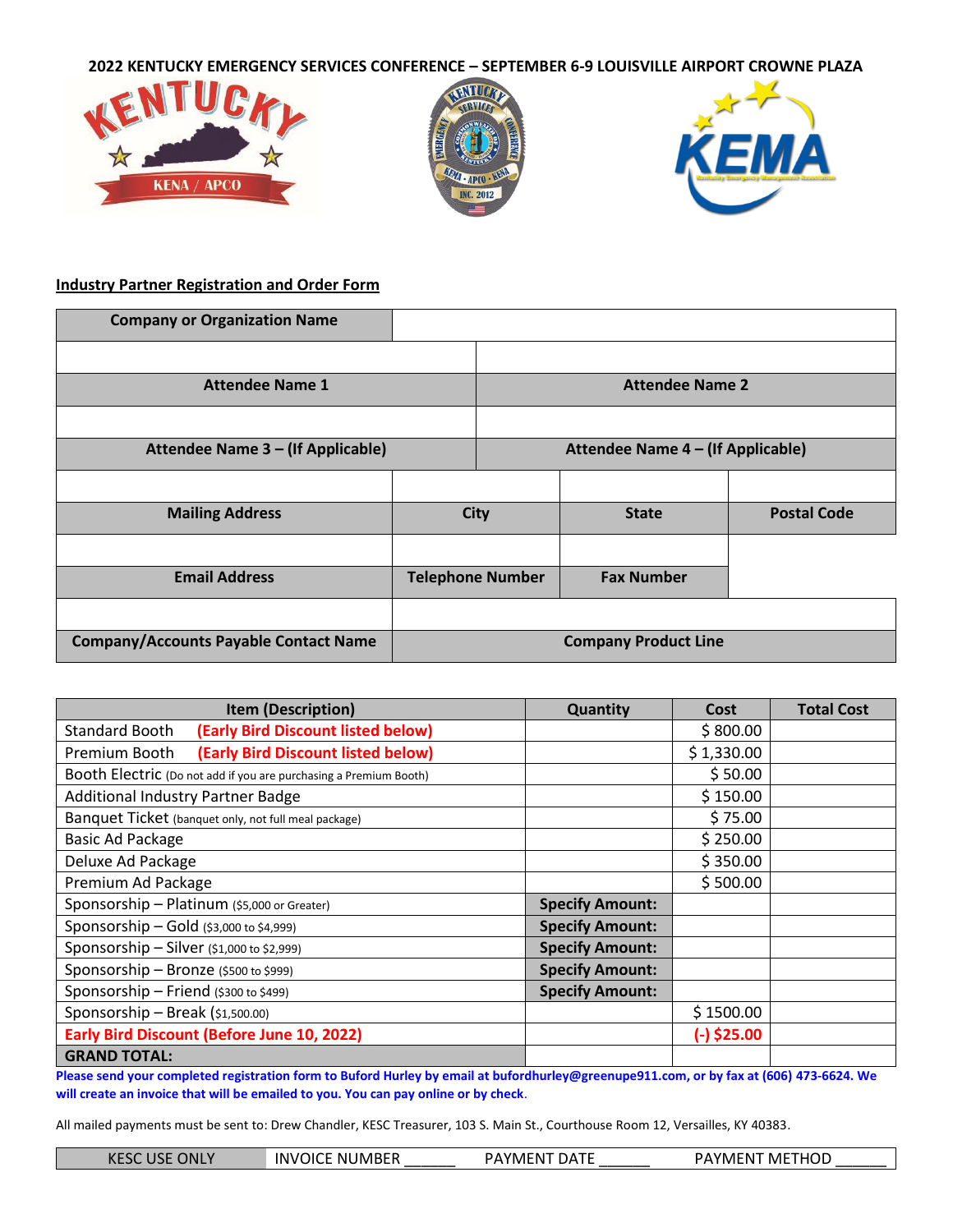**2022 KENTUCKY EMERGENCY SERVICES CONFERENCE – SEPTEMBER 6-9 LOUISVILLE AIRPORT CROWNE PLAZA**

**Industry Partner Registration and Order Form**

| Company or Organization Name | | | |
|---|---|---|---|
| | | | |
| **Attendee Name 1** | | **Attendee Name 2** | |
| | | | |
| **Attendee Name 3 – (If Applicable)** | | **Attendee Name 4 – (If Applicable)** | |
| | | | |
| **Mailing Address** | **City** | **State** | **Postal Code** |
| | | | |
| **Email Address** | **Telephone Number** | **Fax Number** | |
| | | | |
| **Company/Accounts Payable Contact Name** | **Company Product Line** | | |

| Item (Description) | Quantity | Cost | Total Cost |
|---|---|---|---|
| Standard Booth **(Early Bird Discount listed below)** | | $ 800.00 | |
| Premium Booth **(Early Bird Discount listed below)** | | $ 1,330.00 | |
| Booth Electric (Do not add if you are purchasing a Premium Booth) | | $ 50.00 | |
| Additional Industry Partner Badge | | $ 150.00 | |
| Banquet Ticket (banquet only, not full meal package) | | $ 75.00 | |
| Basic Ad Package | | $ 250.00 | |
| Deluxe Ad Package | | $ 350.00 | |
| Premium Ad Package | | $ 500.00 | |
| Sponsorship – Platinum ($5,000 or Greater) | **Specify Amount:** | | |
| Sponsorship – Gold ($3,000 to $4,999) | **Specify Amount:** | | |
| Sponsorship – Silver ($1,000 to $2,999) | **Specify Amount:** | | |
| Sponsorship – Bronze ($500 to $999) | **Specify Amount:** | | |
| Sponsorship – Friend ($300 to $499) | **Specify Amount:** | | |
| Sponsorship – Break ($1,500.00) | | $ 1500.00 | |
| **Early Bird Discount (Before June 10, 2022)** | | **(-) $25.00** | |
| **GRAND TOTAL:** | | | |

**Please send your completed registration form to Buford Hurley by email at bufordhurley@greenupe911.com, or by fax at (606) 473-6624. We will create an invoice that will be emailed to you. You can pay online or by check.**

All mailed payments must be sent to: Drew Chandler, KESC Treasurer, 103 S. Main St., Courthouse Room 12, Versailles, KY 40383.

| KESC USE ONLY | INVOICE NUMBER ______ | PAYMENT DATE ______ | PAYMENT METHOD ______ |
|---|---|---|---|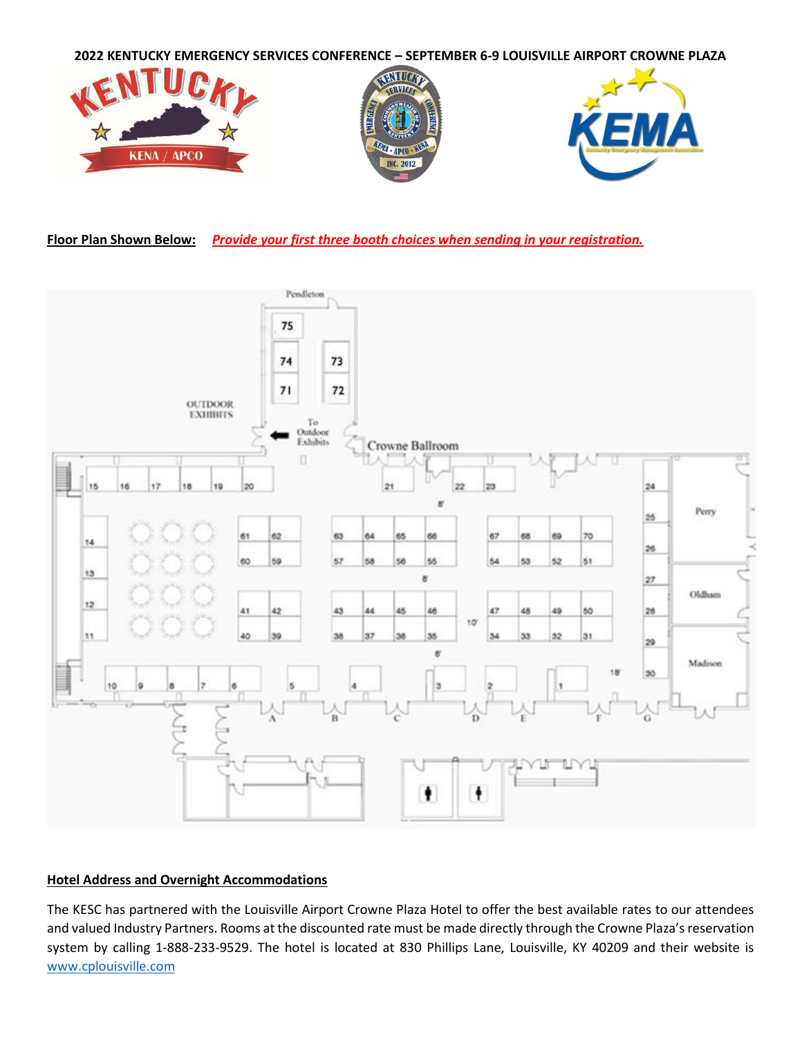**2022 KENTUCKY EMERGENCY SERVICES CONFERENCE – SEPTEMBER 6-9 LOUISVILLE AIRPORT CROWNE PLAZA**

**Floor Plan Shown Below:** ***Provide your first three booth choices when sending in your registration.***

Pendleton

75
74 73
71 72

OUTDOOR EXHIBITS

To Outdoor Exhibits

Crowne Ballroom

15 16 17 18 19 20 21 22 23 24

8'

14 61 62 63 64 65 66 67 68 69 70 25 Perry

60 59 57 58 56 55 54 53 52 51 26

13

8'

27

12 41 42 43 44 45 46 47 48 49 50 28 Oldham

10'

11 40 39 38 37 36 35 34 33 32 31 29

8'

18'

10 9 8 7 6 5 4 3 2 1 30 Madison

A B C D E F G

## Hotel Address and Overnight Accommodations

The KESC has partnered with the Louisville Airport Crowne Plaza Hotel to offer the best available rates to our attendees and valued Industry Partners. Rooms at the discounted rate must be made directly through the Crowne Plaza's reservation system by calling 1-888-233-9529. The hotel is located at 830 Phillips Lane, Louisville, KY 40209 and their website is www.cplouisville.com